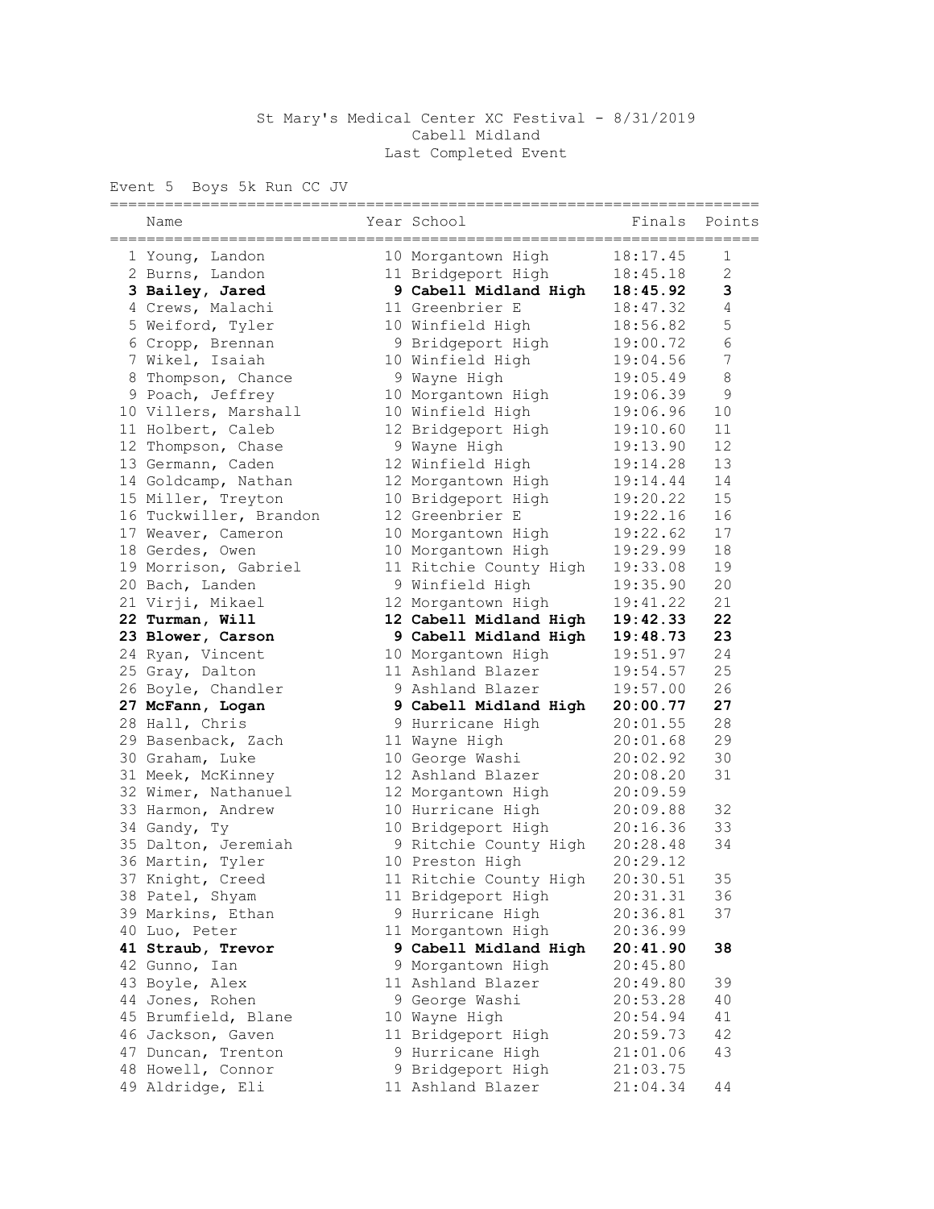St Mary's Medical Center XC Festival - 8/31/2019
Cabell Midland
Last Completed Event

Event 5 Boys 5k Run CC JV

| | Name | Year | School | Finals | Points |
|---|---|---|---|---|---|
| 1 | Young, Landon | 10 | Morgantown High | 18:17.45 | 1 |
| 2 | Burns, Landon | 11 | Bridgeport High | 18:45.18 | 2 |
| **3** | **Bailey, Jared** | **9** | **Cabell Midland High** | **18:45.92** | **3** |
| 4 | Crews, Malachi | 11 | Greenbrier E | 18:47.32 | 4 |
| 5 | Weiford, Tyler | 10 | Winfield High | 18:56.82 | 5 |
| 6 | Cropp, Brennan | 9 | Bridgeport High | 19:00.72 | 6 |
| 7 | Wikel, Isaiah | 10 | Winfield High | 19:04.56 | 7 |
| 8 | Thompson, Chance | 9 | Wayne High | 19:05.49 | 8 |
| 9 | Poach, Jeffrey | 10 | Morgantown High | 19:06.39 | 9 |
| 10 | Villers, Marshall | 10 | Winfield High | 19:06.96 | 10 |
| 11 | Holbert, Caleb | 12 | Bridgeport High | 19:10.60 | 11 |
| 12 | Thompson, Chase | 9 | Wayne High | 19:13.90 | 12 |
| 13 | Germann, Caden | 12 | Winfield High | 19:14.28 | 13 |
| 14 | Goldcamp, Nathan | 12 | Morgantown High | 19:14.44 | 14 |
| 15 | Miller, Treyton | 10 | Bridgeport High | 19:20.22 | 15 |
| 16 | Tuckwiller, Brandon | 12 | Greenbrier E | 19:22.16 | 16 |
| 17 | Weaver, Cameron | 10 | Morgantown High | 19:22.62 | 17 |
| 18 | Gerdes, Owen | 10 | Morgantown High | 19:29.99 | 18 |
| 19 | Morrison, Gabriel | 11 | Ritchie County High | 19:33.08 | 19 |
| 20 | Bach, Landen | 9 | Winfield High | 19:35.90 | 20 |
| 21 | Virji, Mikael | 12 | Morgantown High | 19:41.22 | 21 |
| **22** | **Turman, Will** | **12** | **Cabell Midland High** | **19:42.33** | **22** |
| **23** | **Blower, Carson** | **9** | **Cabell Midland High** | **19:48.73** | **23** |
| 24 | Ryan, Vincent | 10 | Morgantown High | 19:51.97 | 24 |
| 25 | Gray, Dalton | 11 | Ashland Blazer | 19:54.57 | 25 |
| 26 | Boyle, Chandler | 9 | Ashland Blazer | 19:57.00 | 26 |
| **27** | **McFann, Logan** | **9** | **Cabell Midland High** | **20:00.77** | **27** |
| 28 | Hall, Chris | 9 | Hurricane High | 20:01.55 | 28 |
| 29 | Basenback, Zach | 11 | Wayne High | 20:01.68 | 29 |
| 30 | Graham, Luke | 10 | George Washi | 20:02.92 | 30 |
| 31 | Meek, McKinney | 12 | Ashland Blazer | 20:08.20 | 31 |
| 32 | Wimer, Nathanuel | 12 | Morgantown High | 20:09.59 | |
| 33 | Harmon, Andrew | 10 | Hurricane High | 20:09.88 | 32 |
| 34 | Gandy, Ty | 10 | Bridgeport High | 20:16.36 | 33 |
| 35 | Dalton, Jeremiah | 9 | Ritchie County High | 20:28.48 | 34 |
| 36 | Martin, Tyler | 10 | Preston High | 20:29.12 | |
| 37 | Knight, Creed | 11 | Ritchie County High | 20:30.51 | 35 |
| 38 | Patel, Shyam | 11 | Bridgeport High | 20:31.31 | 36 |
| 39 | Markins, Ethan | 9 | Hurricane High | 20:36.81 | 37 |
| 40 | Luo, Peter | 11 | Morgantown High | 20:36.99 | |
| **41** | **Straub, Trevor** | **9** | **Cabell Midland High** | **20:41.90** | **38** |
| 42 | Gunno, Ian | 9 | Morgantown High | 20:45.80 | |
| 43 | Boyle, Alex | 11 | Ashland Blazer | 20:49.80 | 39 |
| 44 | Jones, Rohen | 9 | George Washi | 20:53.28 | 40 |
| 45 | Brumfield, Blane | 10 | Wayne High | 20:54.94 | 41 |
| 46 | Jackson, Gaven | 11 | Bridgeport High | 20:59.73 | 42 |
| 47 | Duncan, Trenton | 9 | Hurricane High | 21:01.06 | 43 |
| 48 | Howell, Connor | 9 | Bridgeport High | 21:03.75 | |
| 49 | Aldridge, Eli | 11 | Ashland Blazer | 21:04.34 | 44 |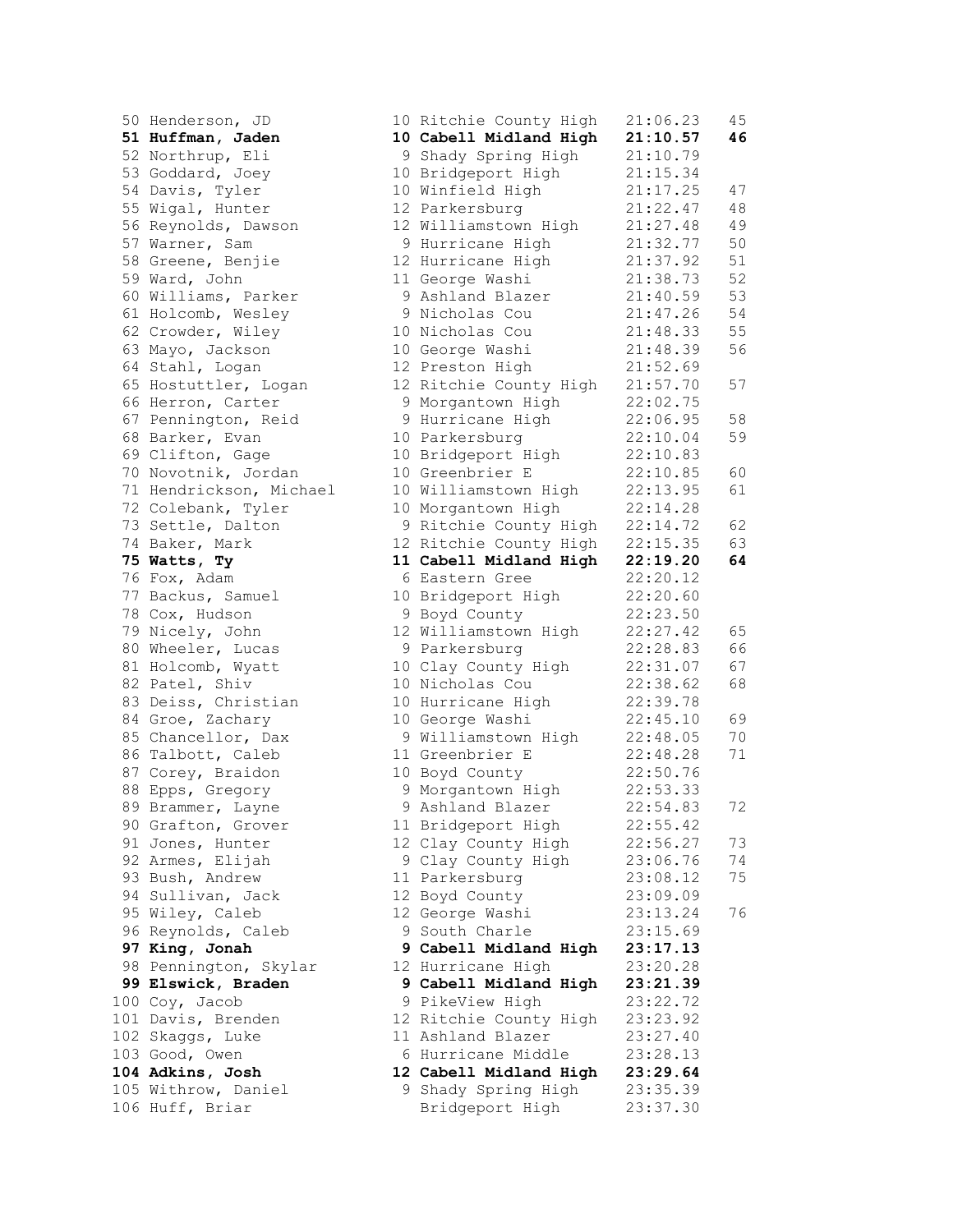| Place | Name | Year | School | Time | Points |
|---|---|---|---|---|---|
| 50 | Henderson, JD | 10 | Ritchie County High | 21:06.23 | 45 |
| **51** | **Huffman, Jaden** | **10** | **Cabell Midland High** | **21:10.57** | **46** |
| 52 | Northrup, Eli | 9 | Shady Spring High | 21:10.79 | |
| 53 | Goddard, Joey | 10 | Bridgeport High | 21:15.34 | |
| 54 | Davis, Tyler | 10 | Winfield High | 21:17.25 | 47 |
| 55 | Wigal, Hunter | 12 | Parkersburg | 21:22.47 | 48 |
| 56 | Reynolds, Dawson | 12 | Williamstown High | 21:27.48 | 49 |
| 57 | Warner, Sam | 9 | Hurricane High | 21:32.77 | 50 |
| 58 | Greene, Benjie | 12 | Hurricane High | 21:37.92 | 51 |
| 59 | Ward, John | 11 | George Washi | 21:38.73 | 52 |
| 60 | Williams, Parker | 9 | Ashland Blazer | 21:40.59 | 53 |
| 61 | Holcomb, Wesley | 9 | Nicholas Cou | 21:47.26 | 54 |
| 62 | Crowder, Wiley | 10 | Nicholas Cou | 21:48.33 | 55 |
| 63 | Mayo, Jackson | 10 | George Washi | 21:48.39 | 56 |
| 64 | Stahl, Logan | 12 | Preston High | 21:52.69 | |
| 65 | Hostuttler, Logan | 12 | Ritchie County High | 21:57.70 | 57 |
| 66 | Herron, Carter | 9 | Morgantown High | 22:02.75 | |
| 67 | Pennington, Reid | 9 | Hurricane High | 22:06.95 | 58 |
| 68 | Barker, Evan | 10 | Parkersburg | 22:10.04 | 59 |
| 69 | Clifton, Gage | 10 | Bridgeport High | 22:10.83 | |
| 70 | Novotnik, Jordan | 10 | Greenbrier E | 22:10.85 | 60 |
| 71 | Hendrickson, Michael | 10 | Williamstown High | 22:13.95 | 61 |
| 72 | Colebank, Tyler | 10 | Morgantown High | 22:14.28 | |
| 73 | Settle, Dalton | 9 | Ritchie County High | 22:14.72 | 62 |
| 74 | Baker, Mark | 12 | Ritchie County High | 22:15.35 | 63 |
| **75** | **Watts, Ty** | **11** | **Cabell Midland High** | **22:19.20** | **64** |
| 76 | Fox, Adam | 6 | Eastern Gree | 22:20.12 | |
| 77 | Backus, Samuel | 10 | Bridgeport High | 22:20.60 | |
| 78 | Cox, Hudson | 9 | Boyd County | 22:23.50 | |
| 79 | Nicely, John | 12 | Williamstown High | 22:27.42 | 65 |
| 80 | Wheeler, Lucas | 9 | Parkersburg | 22:28.83 | 66 |
| 81 | Holcomb, Wyatt | 10 | Clay County High | 22:31.07 | 67 |
| 82 | Patel, Shiv | 10 | Nicholas Cou | 22:38.62 | 68 |
| 83 | Deiss, Christian | 10 | Hurricane High | 22:39.78 | |
| 84 | Groe, Zachary | 10 | George Washi | 22:45.10 | 69 |
| 85 | Chancellor, Dax | 9 | Williamstown High | 22:48.05 | 70 |
| 86 | Talbott, Caleb | 11 | Greenbrier E | 22:48.28 | 71 |
| 87 | Corey, Braidon | 10 | Boyd County | 22:50.76 | |
| 88 | Epps, Gregory | 9 | Morgantown High | 22:53.33 | |
| 89 | Brammer, Layne | 9 | Ashland Blazer | 22:54.83 | 72 |
| 90 | Grafton, Grover | 11 | Bridgeport High | 22:55.42 | |
| 91 | Jones, Hunter | 12 | Clay County High | 22:56.27 | 73 |
| 92 | Armes, Elijah | 9 | Clay County High | 23:06.76 | 74 |
| 93 | Bush, Andrew | 11 | Parkersburg | 23:08.12 | 75 |
| 94 | Sullivan, Jack | 12 | Boyd County | 23:09.09 | |
| 95 | Wiley, Caleb | 12 | George Washi | 23:13.24 | 76 |
| 96 | Reynolds, Caleb | 9 | South Charle | 23:15.69 | |
| **97** | **King, Jonah** | **9** | **Cabell Midland High** | **23:17.13** | |
| 98 | Pennington, Skylar | 12 | Hurricane High | 23:20.28 | |
| **99** | **Elswick, Braden** | **9** | **Cabell Midland High** | **23:21.39** | |
| 100 | Coy, Jacob | 9 | PikeView High | 23:22.72 | |
| 101 | Davis, Brenden | 12 | Ritchie County High | 23:23.92 | |
| 102 | Skaggs, Luke | 11 | Ashland Blazer | 23:27.40 | |
| 103 | Good, Owen | 6 | Hurricane Middle | 23:28.13 | |
| **104** | **Adkins, Josh** | **12** | **Cabell Midland High** | **23:29.64** | |
| 105 | Withrow, Daniel | 9 | Shady Spring High | 23:35.39 | |
| 106 | Huff, Briar | | Bridgeport High | 23:37.30 | |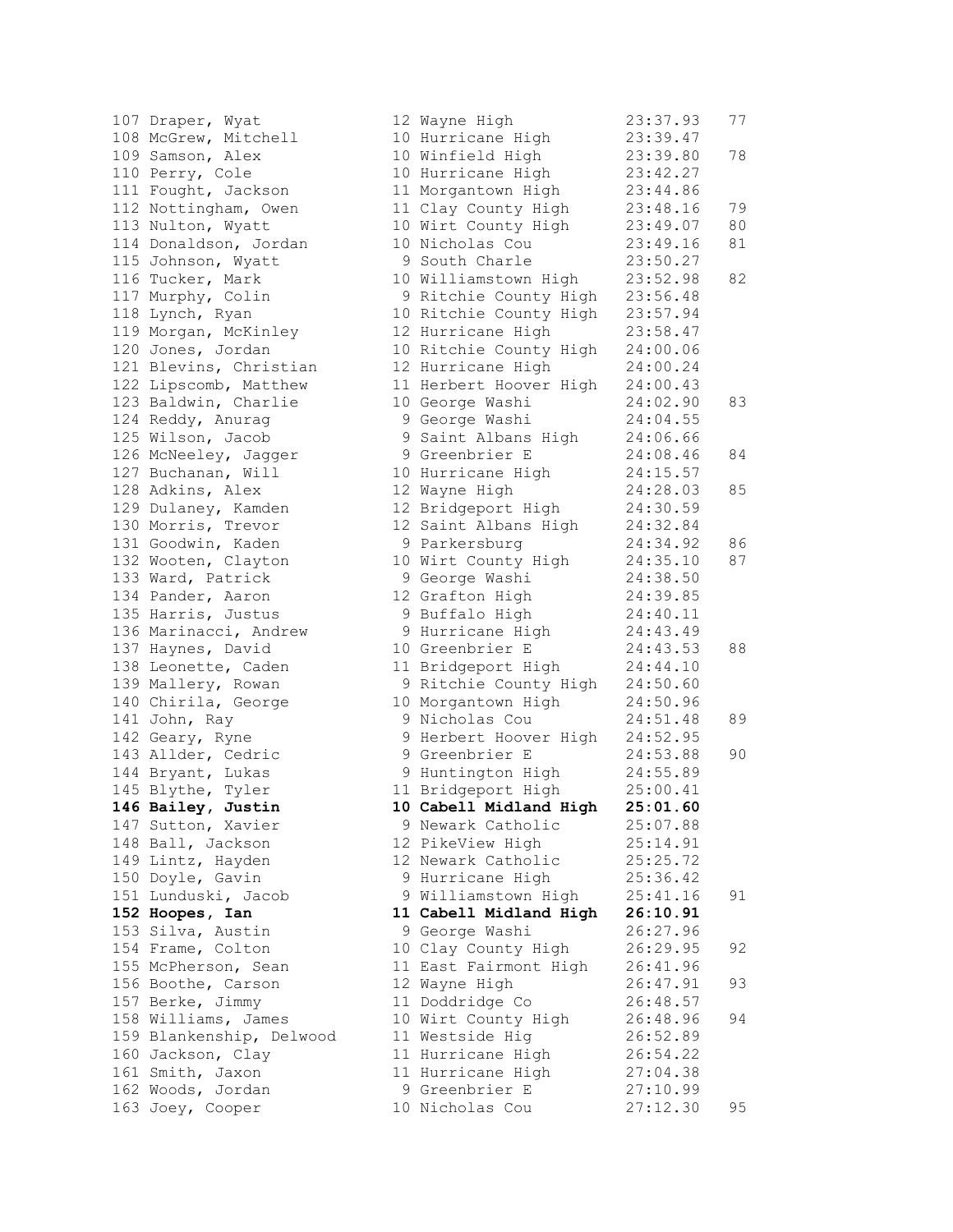| Place | Name | Year | School | Time | Points |
|---|---|---|---|---|---|
| 107 | Draper, Wyat | 12 | Wayne High | 23:37.93 | 77 |
| 108 | McGrew, Mitchell | 10 | Hurricane High | 23:39.47 | |
| 109 | Samson, Alex | 10 | Winfield High | 23:39.80 | 78 |
| 110 | Perry, Cole | 10 | Hurricane High | 23:42.27 | |
| 111 | Fought, Jackson | 11 | Morgantown High | 23:44.86 | |
| 112 | Nottingham, Owen | 11 | Clay County High | 23:48.16 | 79 |
| 113 | Nulton, Wyatt | 10 | Wirt County High | 23:49.07 | 80 |
| 114 | Donaldson, Jordan | 10 | Nicholas Cou | 23:49.16 | 81 |
| 115 | Johnson, Wyatt | 9 | South Charle | 23:50.27 | |
| 116 | Tucker, Mark | 10 | Williamstown High | 23:52.98 | 82 |
| 117 | Murphy, Colin | 9 | Ritchie County High | 23:56.48 | |
| 118 | Lynch, Ryan | 10 | Ritchie County High | 23:57.94 | |
| 119 | Morgan, McKinley | 12 | Hurricane High | 23:58.47 | |
| 120 | Jones, Jordan | 10 | Ritchie County High | 24:00.06 | |
| 121 | Blevins, Christian | 12 | Hurricane High | 24:00.24 | |
| 122 | Lipscomb, Matthew | 11 | Herbert Hoover High | 24:00.43 | |
| 123 | Baldwin, Charlie | 10 | George Washi | 24:02.90 | 83 |
| 124 | Reddy, Anurag | 9 | George Washi | 24:04.55 | |
| 125 | Wilson, Jacob | 9 | Saint Albans High | 24:06.66 | |
| 126 | McNeeley, Jagger | 9 | Greenbrier E | 24:08.46 | 84 |
| 127 | Buchanan, Will | 10 | Hurricane High | 24:15.57 | |
| 128 | Adkins, Alex | 12 | Wayne High | 24:28.03 | 85 |
| 129 | Dulaney, Kamden | 12 | Bridgeport High | 24:30.59 | |
| 130 | Morris, Trevor | 12 | Saint Albans High | 24:32.84 | |
| 131 | Goodwin, Kaden | 9 | Parkersburg | 24:34.92 | 86 |
| 132 | Wooten, Clayton | 10 | Wirt County High | 24:35.10 | 87 |
| 133 | Ward, Patrick | 9 | George Washi | 24:38.50 | |
| 134 | Pander, Aaron | 12 | Grafton High | 24:39.85 | |
| 135 | Harris, Justus | 9 | Buffalo High | 24:40.11 | |
| 136 | Marinacci, Andrew | 9 | Hurricane High | 24:43.49 | |
| 137 | Haynes, David | 10 | Greenbrier E | 24:43.53 | 88 |
| 138 | Leonette, Caden | 11 | Bridgeport High | 24:44.10 | |
| 139 | Mallery, Rowan | 9 | Ritchie County High | 24:50.60 | |
| 140 | Chirila, George | 10 | Morgantown High | 24:50.96 | |
| 141 | John, Ray | 9 | Nicholas Cou | 24:51.48 | 89 |
| 142 | Geary, Ryne | 9 | Herbert Hoover High | 24:52.95 | |
| 143 | Allder, Cedric | 9 | Greenbrier E | 24:53.88 | 90 |
| 144 | Bryant, Lukas | 9 | Huntington High | 24:55.89 | |
| 145 | Blythe, Tyler | 11 | Bridgeport High | 25:00.41 | |
| **146** | **Bailey, Justin** | **10** | **Cabell Midland High** | **25:01.60** | |
| 147 | Sutton, Xavier | 9 | Newark Catholic | 25:07.88 | |
| 148 | Ball, Jackson | 12 | PikeView High | 25:14.91 | |
| 149 | Lintz, Hayden | 12 | Newark Catholic | 25:25.72 | |
| 150 | Doyle, Gavin | 9 | Hurricane High | 25:36.42 | |
| 151 | Lunduski, Jacob | 9 | Williamstown High | 25:41.16 | 91 |
| **152** | **Hoopes, Ian** | **11** | **Cabell Midland High** | **26:10.91** | |
| 153 | Silva, Austin | 9 | George Washi | 26:27.96 | |
| 154 | Frame, Colton | 10 | Clay County High | 26:29.95 | 92 |
| 155 | McPherson, Sean | 11 | East Fairmont High | 26:41.96 | |
| 156 | Boothe, Carson | 12 | Wayne High | 26:47.91 | 93 |
| 157 | Berke, Jimmy | 11 | Doddridge Co | 26:48.57 | |
| 158 | Williams, James | 10 | Wirt County High | 26:48.96 | 94 |
| 159 | Blankenship, Delwood | 11 | Westside Hig | 26:52.89 | |
| 160 | Jackson, Clay | 11 | Hurricane High | 26:54.22 | |
| 161 | Smith, Jaxon | 11 | Hurricane High | 27:04.38 | |
| 162 | Woods, Jordan | 9 | Greenbrier E | 27:10.99 | |
| 163 | Joey, Cooper | 10 | Nicholas Cou | 27:12.30 | 95 |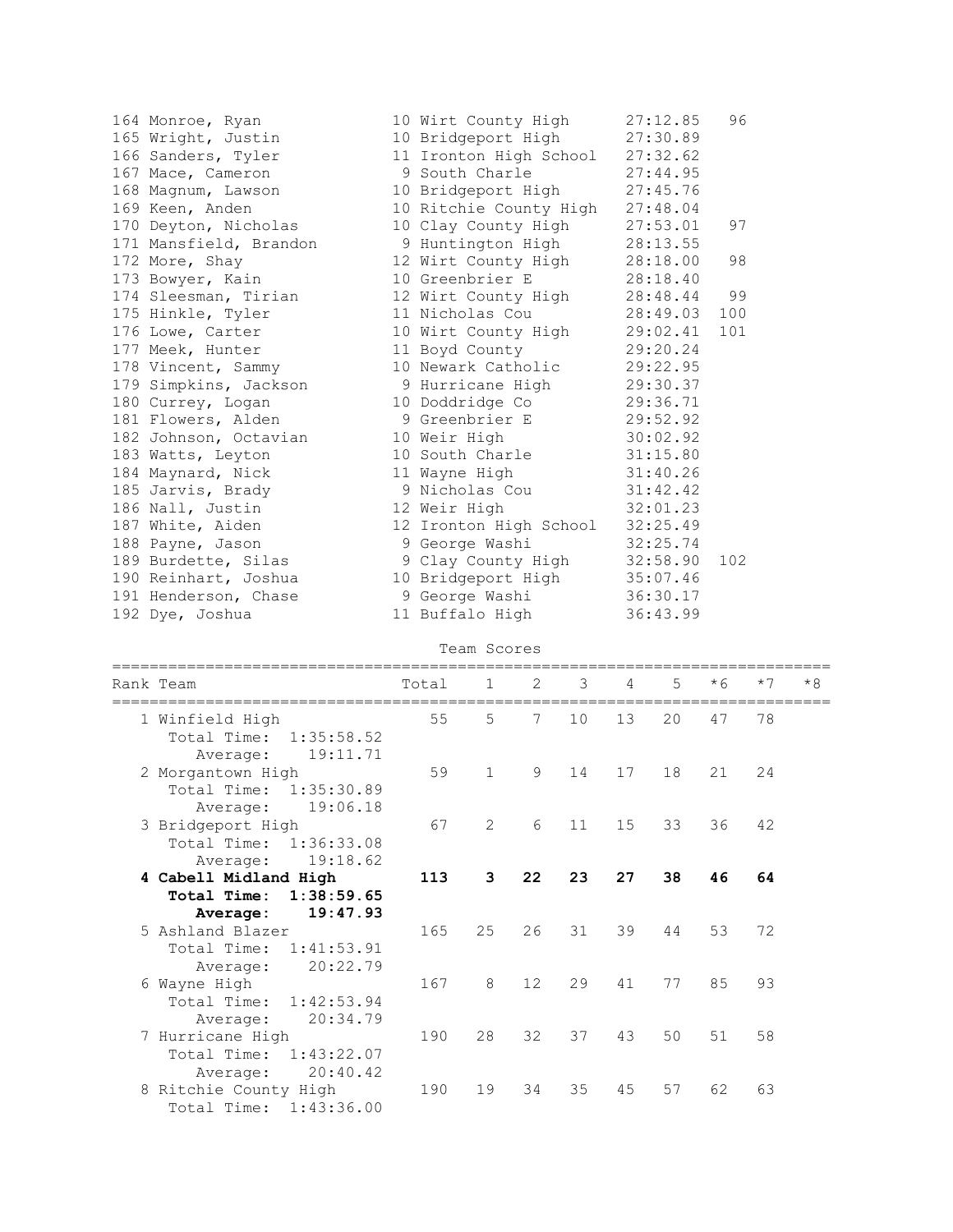| Place | Name | Year | School | Time | Points |
|---|---|---|---|---|---|
| 164 | Monroe, Ryan | 10 | Wirt County High | 27:12.85 | 96 |
| 165 | Wright, Justin | 10 | Bridgeport High | 27:30.89 | |
| 166 | Sanders, Tyler | 11 | Ironton High School | 27:32.62 | |
| 167 | Mace, Cameron | 9 | South Charle | 27:44.95 | |
| 168 | Magnum, Lawson | 10 | Bridgeport High | 27:45.76 | |
| 169 | Keen, Anden | 10 | Ritchie County High | 27:48.04 | |
| 170 | Deyton, Nicholas | 10 | Clay County High | 27:53.01 | 97 |
| 171 | Mansfield, Brandon | 9 | Huntington High | 28:13.55 | |
| 172 | More, Shay | 12 | Wirt County High | 28:18.00 | 98 |
| 173 | Bowyer, Kain | 10 | Greenbrier E | 28:18.40 | |
| 174 | Sleesman, Tirian | 12 | Wirt County High | 28:48.44 | 99 |
| 175 | Hinkle, Tyler | 11 | Nicholas Cou | 28:49.03 | 100 |
| 176 | Lowe, Carter | 10 | Wirt County High | 29:02.41 | 101 |
| 177 | Meek, Hunter | 11 | Boyd County | 29:20.24 | |
| 178 | Vincent, Sammy | 10 | Newark Catholic | 29:22.95 | |
| 179 | Simpkins, Jackson | 9 | Hurricane High | 29:30.37 | |
| 180 | Currey, Logan | 10 | Doddridge Co | 29:36.71 | |
| 181 | Flowers, Alden | 9 | Greenbrier E | 29:52.92 | |
| 182 | Johnson, Octavian | 10 | Weir High | 30:02.92 | |
| 183 | Watts, Leyton | 10 | South Charle | 31:15.80 | |
| 184 | Maynard, Nick | 11 | Wayne High | 31:40.26 | |
| 185 | Jarvis, Brady | 9 | Nicholas Cou | 31:42.42 | |
| 186 | Nall, Justin | 12 | Weir High | 32:01.23 | |
| 187 | White, Aiden | 12 | Ironton High School | 32:25.49 | |
| 188 | Payne, Jason | 9 | George Washi | 32:25.74 | |
| 189 | Burdette, Silas | 9 | Clay County High | 32:58.90 | 102 |
| 190 | Reinhart, Joshua | 10 | Bridgeport High | 35:07.46 | |
| 191 | Henderson, Chase | 9 | George Washi | 36:30.17 | |
| 192 | Dye, Joshua | 11 | Buffalo High | 36:43.99 | |

## Team Scores

| Rank | Team | Total | 1 | 2 | 3 | 4 | 5 | *6 | *7 | *8 |
|---|---|---|---|---|---|---|---|---|---|---|
| 1 | Winfield High | 55 | 5 | 7 | 10 | 13 | 20 | 47 | 78 | |
| | Total Time: 1:35:58.52 | | | | | | | | | |
| | Average: 19:11.71 | | | | | | | | | |
| 2 | Morgantown High | 59 | 1 | 9 | 14 | 17 | 18 | 21 | 24 | |
| | Total Time: 1:35:30.89 | | | | | | | | | |
| | Average: 19:06.18 | | | | | | | | | |
| 3 | Bridgeport High | 67 | 2 | 6 | 11 | 15 | 33 | 36 | 42 | |
| | Total Time: 1:36:33.08 | | | | | | | | | |
| | Average: 19:18.62 | | | | | | | | | |
| **4** | **Cabell Midland High** | **113** | **3** | **22** | **23** | **27** | **38** | **46** | **64** | |
| | **Total Time: 1:38:59.65** | | | | | | | | | |
| | **Average: 19:47.93** | | | | | | | | | |
| 5 | Ashland Blazer | 165 | 25 | 26 | 31 | 39 | 44 | 53 | 72 | |
| | Total Time: 1:41:53.91 | | | | | | | | | |
| | Average: 20:22.79 | | | | | | | | | |
| 6 | Wayne High | 167 | 8 | 12 | 29 | 41 | 77 | 85 | 93 | |
| | Total Time: 1:42:53.94 | | | | | | | | | |
| | Average: 20:34.79 | | | | | | | | | |
| 7 | Hurricane High | 190 | 28 | 32 | 37 | 43 | 50 | 51 | 58 | |
| | Total Time: 1:43:22.07 | | | | | | | | | |
| | Average: 20:40.42 | | | | | | | | | |
| 8 | Ritchie County High | 190 | 19 | 34 | 35 | 45 | 57 | 62 | 63 | |
| | Total Time: 1:43:36.00 | | | | | | | | | |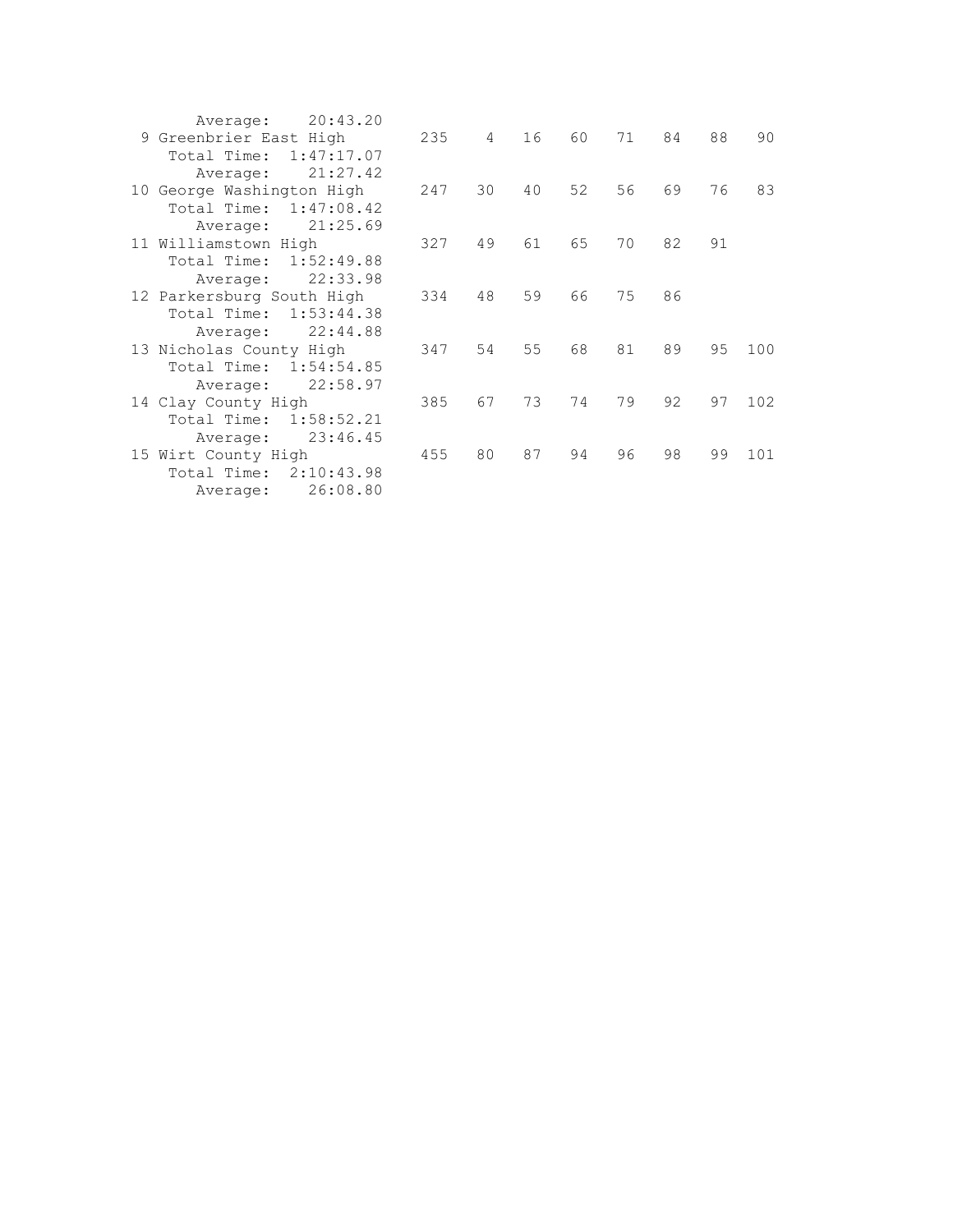```
      Average:    20:43.20
 9 Greenbrier East High       235    4   16   60   71   84   88   90
     Total Time:  1:47:17.07
        Average:    21:27.42
10 George Washington High     247   30   40   52   56   69   76   83
     Total Time:  1:47:08.42
        Average:    21:25.69
11 Williamstown High          327   49   61   65   70   82   91
     Total Time:  1:52:49.88
        Average:    22:33.98
12 Parkersburg South High     334   48   59   66   75   86
     Total Time:  1:53:44.38
        Average:    22:44.88
13 Nicholas County High       347   54   55   68   81   89   95  100
     Total Time:  1:54:54.85
        Average:    22:58.97
14 Clay County High           385   67   73   74   79   92   97  102
     Total Time:  1:58:52.21
        Average:    23:46.45
15 Wirt County High           455   80   87   94   96   98   99  101
     Total Time:  2:10:43.98
        Average:    26:08.80
```